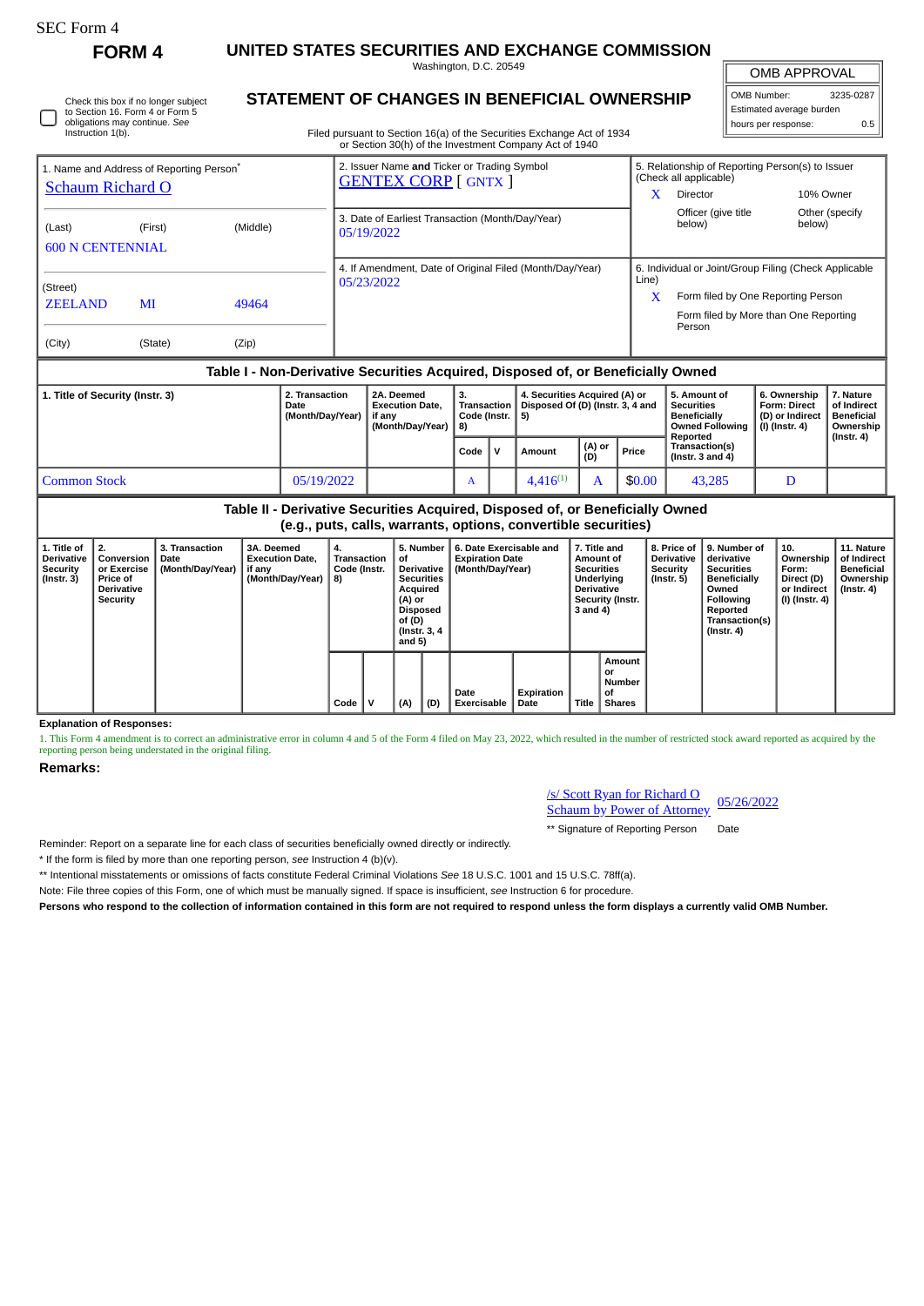SEC Form 4

# FORM 4

## UNITED STATES SECURITIES AND EXCHANGE COMMISSION

Washington, D.C. 20549

## STATEMENT OF CHANGES IN BENEFICIAL OWNERSHIP

Filed pursuant to Section 16(a) of the Securities Exchange Act of 1934 or Section 30(h) of the Investment Company Act of 1940

| OMB APPROVAL | |
|---|---|
| OMB Number: | 3235-0287 |
| Estimated average burden | |
| hours per response: | 0.5 |

☐ Check this box if no longer subject to Section 16. Form 4 or Form 5 obligations may continue. *See* Instruction 1(b).

| 1. Name and Address of Reporting Person* | 2. Issuer Name **and** Ticker or Trading Symbol | 5. Relationship of Reporting Person(s) to Issuer (Check all applicable) |
|---|---|---|
| Schaum Richard O | GENTEX CORP [ GNTX ] | X Director / 10% Owner / Officer (give title below) / Other (specify below) |
| (Last) (First) (Middle) 600 N CENTENNIAL | 3. Date of Earliest Transaction (Month/Day/Year) 05/19/2022 | |
| (Street) ZEELAND MI 49464 | 4. If Amendment, Date of Original Filed (Month/Day/Year) 05/23/2022 | 6. Individual or Joint/Group Filing (Check Applicable Line) X Form filed by One Reporting Person / Form filed by More than One Reporting Person |
| (City) (State) (Zip) | | |

### Table I - Non-Derivative Securities Acquired, Disposed of, or Beneficially Owned

| 1. Title of Security (Instr. 3) | 2. Transaction Date (Month/Day/Year) | 2A. Deemed Execution Date, if any (Month/Day/Year) | 3. Transaction Code (Instr. 8) | | 4. Securities Acquired (A) or Disposed Of (D) (Instr. 3, 4 and 5) | | | 5. Amount of Securities Beneficially Owned Following Reported Transaction(s) (Instr. 3 and 4) | 6. Ownership Form: Direct (D) or Indirect (I) (Instr. 4) | 7. Nature of Indirect Beneficial Ownership (Instr. 4) |
|---|---|---|---|---|---|---|---|---|---|---|
| | | | Code | V | Amount | (A) or (D) | Price | | | |
| Common Stock | 05/19/2022 | | A | | 4,416[(1)] | A | $0.00 | 43,285 | D | |

### Table II - Derivative Securities Acquired, Disposed of, or Beneficially Owned (e.g., puts, calls, warrants, options, convertible securities)

| 1. Title of Derivative Security (Instr. 3) | 2. Conversion or Exercise Price of Derivative Security | 3. Transaction Date (Month/Day/Year) | 3A. Deemed Execution Date, if any (Month/Day/Year) | 4. Transaction Code (Instr. 8) | | 5. Number of Derivative Securities Acquired (A) or Disposed of (D) (Instr. 3, 4 and 5) | | 6. Date Exercisable and Expiration Date (Month/Day/Year) | | 7. Title and Amount of Securities Underlying Derivative Security (Instr. 3 and 4) | | 8. Price of Derivative Security (Instr. 5) | 9. Number of derivative Securities Beneficially Owned Following Reported Transaction(s) (Instr. 4) | 10. Ownership Form: Direct (D) or Indirect (I) (Instr. 4) | 11. Nature of Indirect Beneficial Ownership (Instr. 4) |
|---|---|---|---|---|---|---|---|---|---|---|---|---|---|---|---|
| | | | | Code | V | (A) | (D) | Date Exercisable | Expiration Date | Title | Amount or Number of Shares | | | | |

**Explanation of Responses:**

1. This Form 4 amendment is to correct an administrative error in column 4 and 5 of the Form 4 filed on May 23, 2022, which resulted in the number of restricted stock award reported as acquired by the reporting person being understated in the original filing.

**Remarks:**

/s/ Scott Ryan for Richard O Schaum by Power of Attorney — 05/26/2022

** Signature of Reporting Person — Date

Reminder: Report on a separate line for each class of securities beneficially owned directly or indirectly.

\* If the form is filed by more than one reporting person, *see* Instruction 4 (b)(v).

\*\* Intentional misstatements or omissions of facts constitute Federal Criminal Violations *See* 18 U.S.C. 1001 and 15 U.S.C. 78ff(a).

Note: File three copies of this Form, one of which must be manually signed. If space is insufficient, *see* Instruction 6 for procedure.

**Persons who respond to the collection of information contained in this form are not required to respond unless the form displays a currently valid OMB Number.**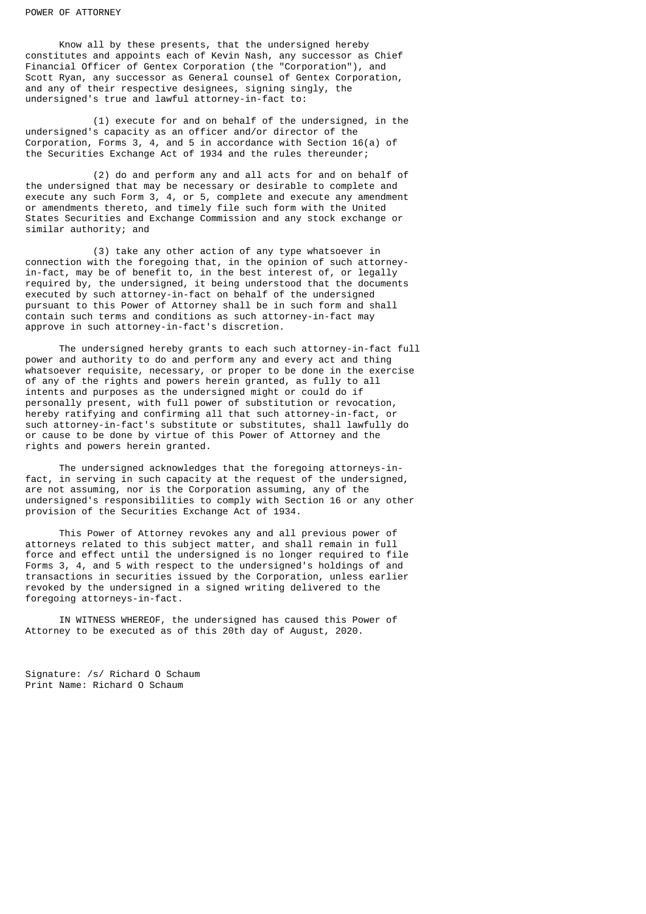# POWER OF ATTORNEY

Know all by these presents, that the undersigned hereby constitutes and appoints each of Kevin Nash, any successor as Chief Financial Officer of Gentex Corporation (the "Corporation"), and Scott Ryan, any successor as General counsel of Gentex Corporation, and any of their respective designees, signing singly, the undersigned's true and lawful attorney-in-fact to:

(1) execute for and on behalf of the undersigned, in the undersigned's capacity as an officer and/or director of the Corporation, Forms 3, 4, and 5 in accordance with Section 16(a) of the Securities Exchange Act of 1934 and the rules thereunder;

(2) do and perform any and all acts for and on behalf of the undersigned that may be necessary or desirable to complete and execute any such Form 3, 4, or 5, complete and execute any amendment or amendments thereto, and timely file such form with the United States Securities and Exchange Commission and any stock exchange or similar authority; and

(3) take any other action of any type whatsoever in connection with the foregoing that, in the opinion of such attorney-in-fact, may be of benefit to, in the best interest of, or legally required by, the undersigned, it being understood that the documents executed by such attorney-in-fact on behalf of the undersigned pursuant to this Power of Attorney shall be in such form and shall contain such terms and conditions as such attorney-in-fact may approve in such attorney-in-fact's discretion.

The undersigned hereby grants to each such attorney-in-fact full power and authority to do and perform any and every act and thing whatsoever requisite, necessary, or proper to be done in the exercise of any of the rights and powers herein granted, as fully to all intents and purposes as the undersigned might or could do if personally present, with full power of substitution or revocation, hereby ratifying and confirming all that such attorney-in-fact, or such attorney-in-fact's substitute or substitutes, shall lawfully do or cause to be done by virtue of this Power of Attorney and the rights and powers herein granted.

The undersigned acknowledges that the foregoing attorneys-in-fact, in serving in such capacity at the request of the undersigned, are not assuming, nor is the Corporation assuming, any of the undersigned's responsibilities to comply with Section 16 or any other provision of the Securities Exchange Act of 1934.

This Power of Attorney revokes any and all previous power of attorneys related to this subject matter, and shall remain in full force and effect until the undersigned is no longer required to file Forms 3, 4, and 5 with respect to the undersigned's holdings of and transactions in securities issued by the Corporation, unless earlier revoked by the undersigned in a signed writing delivered to the foregoing attorneys-in-fact.

IN WITNESS WHEREOF, the undersigned has caused this Power of Attorney to be executed as of this 20th day of August, 2020.

Signature: /s/ Richard O Schaum
Print Name: Richard O Schaum